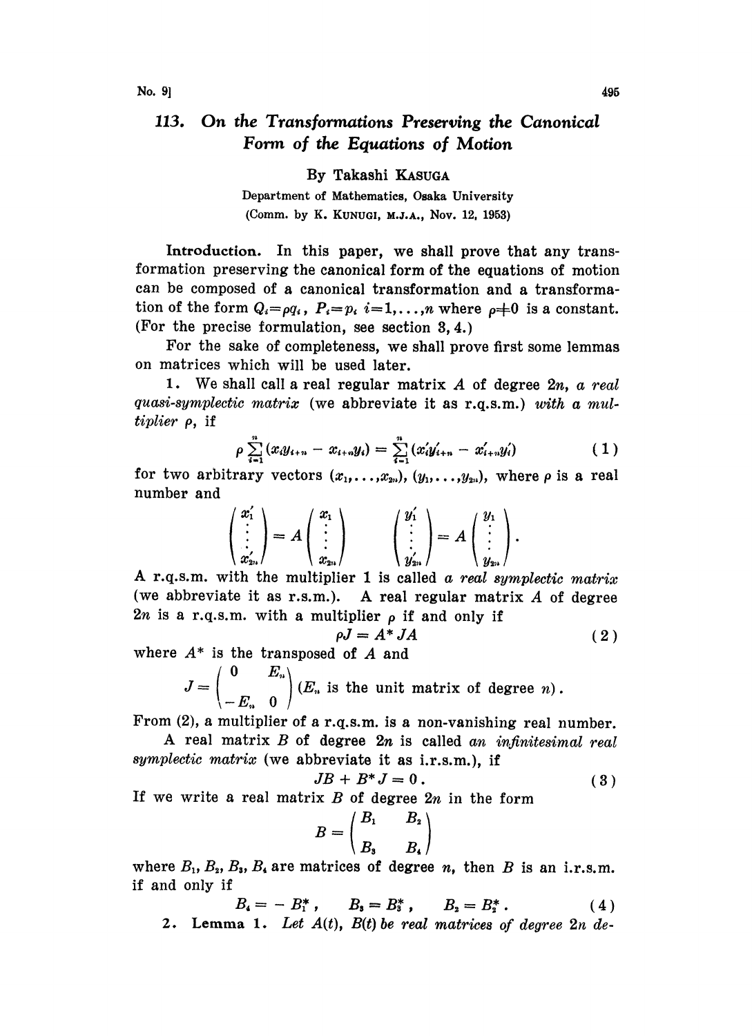# 113. On the Transformations Preserving the Canonical Form of the Equations of Motion

By Takashi KASUGA

Department of Mathematics, Osaka University
(Comm. by K. KUNUGI, M.J.A., Nov. 12, 1953)

**Introduction.** In this paper, we shall prove that any transformation preserving the canonical form of the equations of motion can be composed of a canonical transformation and a transformation of the form $Q_i = \rho q_i$, $P_i = p_i$ $i=1,\dots,n$ where $\rho \neq 0$ is a constant. (For the precise formulation, see section 3, 4.)

For the sake of completeness, we shall prove first some lemmas on matrices which will be used later.

1. We shall call a real regular matrix $A$ of degree $2n$, *a real quasi-symplectic matrix* (we abbreviate it as r.q.s.m.) *with a multiplier* $\rho$, if

$$\rho \sum_{i=1}^{n} (x_i y_{i+n} - x_{i+n} y_i) = \sum_{i=1}^{n} (x'_i y'_{i+n} - x'_{i+n} y'_i) \tag{1}$$

for two arbitrary vectors $(x_1,\dots,x_{2n})$, $(y_1,\dots,y_{2n})$, where $\rho$ is a real number and

$$\begin{pmatrix} x'_1 \\ \vdots \\ x'_{2n} \end{pmatrix} = A \begin{pmatrix} x_1 \\ \vdots \\ x_{2n} \end{pmatrix} \qquad \begin{pmatrix} y'_1 \\ \vdots \\ y'_{2n} \end{pmatrix} = A \begin{pmatrix} y_1 \\ \vdots \\ y_{2n} \end{pmatrix}.$$

A r.q.s.m. with the multiplier 1 is called *a real symplectic matrix* (we abbreviate it as r.s.m.). A real regular matrix $A$ of degree $2n$ is a r.q.s.m. with a multiplier $\rho$ if and only if

$$\rho J = A^* J A \tag{2}$$

where $A^*$ is the transposed of $A$ and

$$J = \begin{pmatrix} 0 & E_n \\ -E_n & 0 \end{pmatrix} \ (E_n \text{ is the unit matrix of degree } n).$$

From (2), a multiplier of a r.q.s.m. is a non-vanishing real number.

A real matrix $B$ of degree $2n$ is called *an infinitesimal real symplectic matrix* (we abbreviate it as i.r.s.m.), if

$$JB + B^* J = 0. \tag{3}$$

If we write a real matrix $B$ of degree $2n$ in the form

$$B = \begin{pmatrix} B_1 & B_2 \\ B_3 & B_4 \end{pmatrix}$$

where $B_1, B_2, B_3, B_4$ are matrices of degree $n$, then $B$ is an i.r.s.m. if and only if

$$B_4 = -B_1^*, \qquad B_3 = B_3^*, \qquad B_2 = B_2^*. \tag{4}$$

2. **Lemma 1.** *Let $A(t)$, $B(t)$ be real matrices of degree $2n$ de-*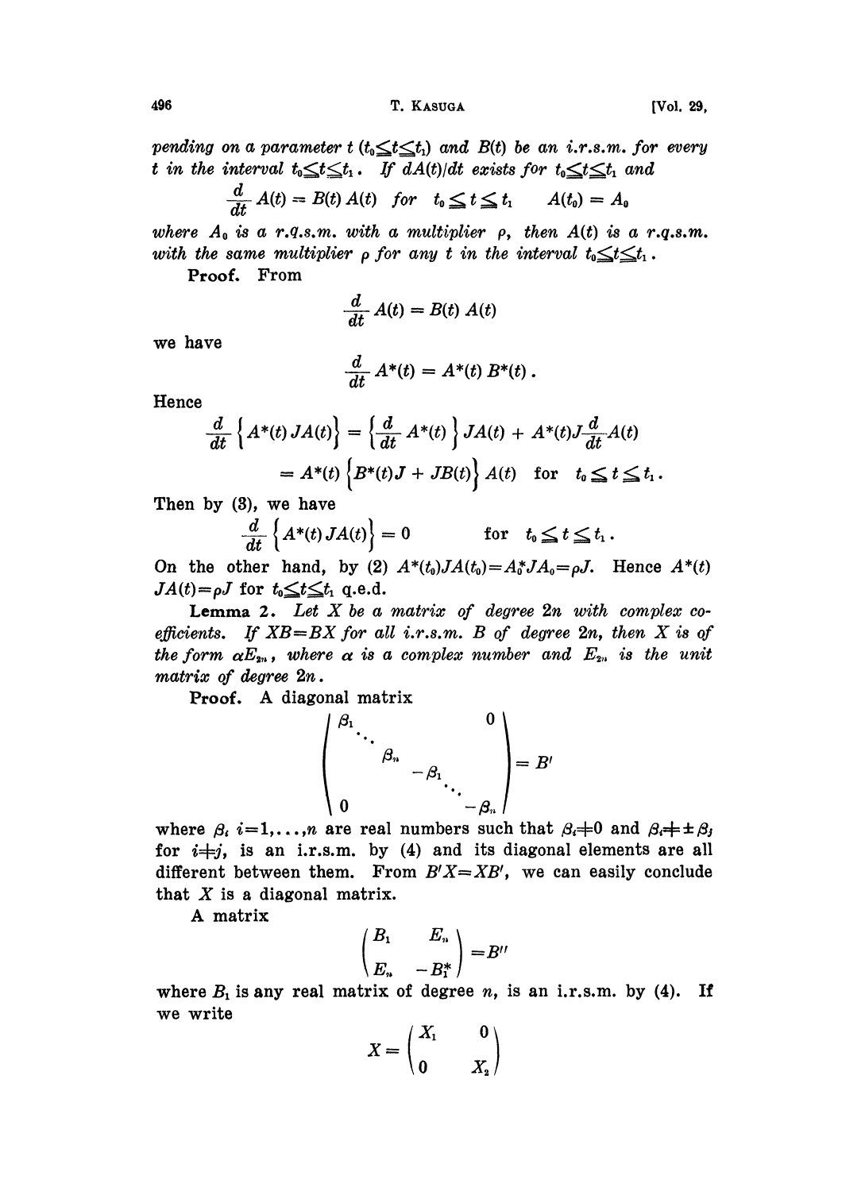*pending on a parameter $t$ ($t_0 \leqq t \leqq t_1$) and $B(t)$ be an i.r.s.m. for every $t$ in the interval $t_0 \leqq t \leqq t_1$. If $dA(t)/dt$ exists for $t_0 \leqq t \leqq t_1$ and*

$$\frac{d}{dt} A(t) = B(t) A(t) \quad \text{for} \quad t_0 \leqq t \leqq t_1 \qquad A(t_0) = A_0$$

*where $A_0$ is a r.q.s.m. with a multiplier $\rho$, then $A(t)$ is a r.q.s.m. with the same multiplier $\rho$ for any $t$ in the interval $t_0 \leqq t \leqq t_1$.*

**Proof.** From

$$\frac{d}{dt} A(t) = B(t) A(t)$$

we have

$$\frac{d}{dt} A^*(t) = A^*(t) B^*(t).$$

Hence

$$\frac{d}{dt} \Big\{ A^*(t) JA(t) \Big\} = \Big\{ \frac{d}{dt} A^*(t) \Big\} JA(t) + A^*(t) J \frac{d}{dt} A(t)$$
$$= A^*(t) \Big\{ B^*(t) J + JB(t) \Big\} A(t) \quad \text{for} \quad t_0 \leqq t \leqq t_1.$$

Then by (3), we have

$$\frac{d}{dt} \Big\{ A^*(t) JA(t) \Big\} = 0 \qquad \text{for} \quad t_0 \leqq t \leqq t_1.$$

On the other hand, by (2) $A^*(t_0) JA(t_0) = A_0^* JA_0 = \rho J$. Hence $A^*(t) JA(t) = \rho J$ for $t_0 \leqq t \leqq t_1$ q.e.d.

**Lemma 2.** *Let $X$ be a matrix of degree $2n$ with complex coefficients. If $XB = BX$ for all i.r.s.m. $B$ of degree $2n$, then $X$ is of the form $\alpha E_{2n}$, where $\alpha$ is a complex number and $E_{2n}$ is the unit matrix of degree $2n$.*

**Proof.** A diagonal matrix

$$\begin{pmatrix} \beta_1 & & & & & 0 \\ & \ddots & & & & \\ & & \beta_n & & & \\ & & & -\beta_1 & & \\ & & & & \ddots & \\ 0 & & & & & -\beta_n \end{pmatrix} = B'$$

where $\beta_i$ $i = 1, \ldots, n$ are real numbers such that $\beta_i \neq 0$ and $\beta_i \neq \pm \beta_j$ for $i \neq j$, is an i.r.s.m. by (4) and its diagonal elements are all different between them. From $B'X = XB'$, we can easily conclude that $X$ is a diagonal matrix.

A matrix

$$\begin{pmatrix} B_1 & E_n \\ E_n & -B_1^* \end{pmatrix} = B''$$

where $B_1$ is any real matrix of degree $n$, is an i.r.s.m. by (4). If we write

$$X = \begin{pmatrix} X_1 & 0 \\ 0 & X_2 \end{pmatrix}$$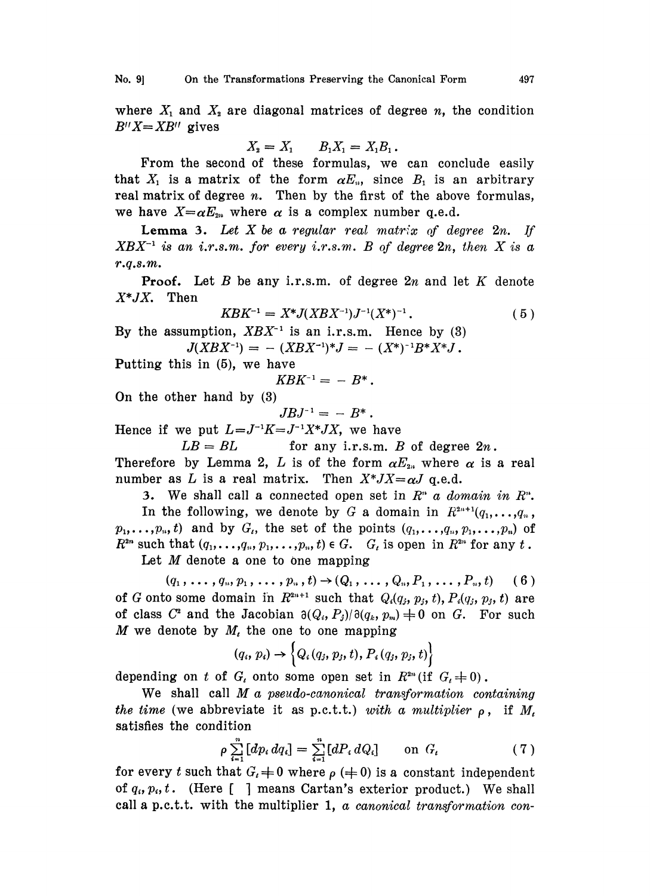where $X_1$ and $X_2$ are diagonal matrices of degree $n$, the condition $B''X=XB''$ gives

$$X_2 = X_1 \qquad B_1X_1 = X_1B_1 .$$

From the second of these formulas, we can conclude easily that $X_1$ is a matrix of the form $\alpha E_n$, since $B_1$ is an arbitrary real matrix of degree $n$. Then by the first of the above formulas, we have $X=\alpha E_{2n}$ where $\alpha$ is a complex number q.e.d.

**Lemma 3.** *Let $X$ be a regular real matrix of degree $2n$. If $XBX^{-1}$ is an i.r.s.m. for every i.r.s.m. $B$ of degree $2n$, then $X$ is a r.q.s.m.*

**Proof.** Let $B$ be any i.r.s.m. of degree $2n$ and let $K$ denote $X^*JX$. Then

$$KBK^{-1} = X^*J(XBX^{-1})J^{-1}(X^*)^{-1} . \tag{5}$$

By the assumption, $XBX^{-1}$ is an i.r.s.m. Hence by (3)

$$J(XBX^{-1}) = -(XBX^{-1})^*J = -(X^*)^{-1}B^*X^*J .$$

Putting this in (5), we have

$$KBK^{-1} = -B^* .$$

On the other hand by (3)

$$JBJ^{-1} = -B^* .$$

Hence if we put $L=J^{-1}K=J^{-1}X^*JX$, we have

$$LB = BL \qquad \text{for any i.r.s.m. } B \text{ of degree } 2n .$$

Therefore by Lemma 2, $L$ is of the form $\alpha E_{2n}$ where $\alpha$ is a real number as $L$ is a real matrix. Then $X^*JX=\alpha J$ q.e.d.

3. We shall call a connected open set in $R^n$ *a domain in* $R^n$.

In the following, we denote by $G$ a domain in $R^{2n+1}(q_1,\dots,q_n, p_1,\dots,p_n, t)$ and by $G_t$, the set of the points $(q_1,\dots,q_n,p_1,\dots,p_n)$ of $R^{2n}$ such that $(q_1,\dots,q_n,p_1,\dots,p_n,t)\in G$. $G_t$ is open in $R^{2n}$ for any $t$.

Let $M$ denote a one to one mapping

$$(q_1,\dots,q_n,p_1,\dots,p_n,t)\to(Q_1,\dots,Q_n,P_1,\dots,P_n,t) \tag{6}$$

of $G$ onto some domain in $R^{2n+1}$ such that $Q_i(q_j,p_j,t)$, $P_i(q_j,p_j,t)$ are of class $C^2$ and the Jacobian $\partial(Q_i,P_j)/\partial(q_k,p_m)\neq 0$ on $G$. For such $M$ we denote by $M_t$ the one to one mapping

$$(q_i,p_i)\to\Big\{Q_i(q_j,p_j,t),P_i(q_j,p_j,t)\Big\}$$

depending on $t$ of $G_t$ onto some open set in $R^{2n}$ (if $G_t\neq 0$).

We shall call $M$ *a pseudo-canonical transformation containing the time* (we abbreviate it as p.c.t.t.) *with a multiplier* $\rho$, if $M_t$ satisfies the condition

$$\rho\sum_{i=1}^{n}[dp_i\, dq_i]=\sum_{i=1}^{n}[dP_i\, dQ_i] \qquad \text{on } G_t \tag{7}$$

for every $t$ such that $G_t\neq 0$ where $\rho$ $(\neq 0)$ is a constant independent of $q_i, p_i, t$. (Here [ ] means Cartan's exterior product.) We shall call a p.c.t.t. with the multiplier 1, *a canonical transformation con-*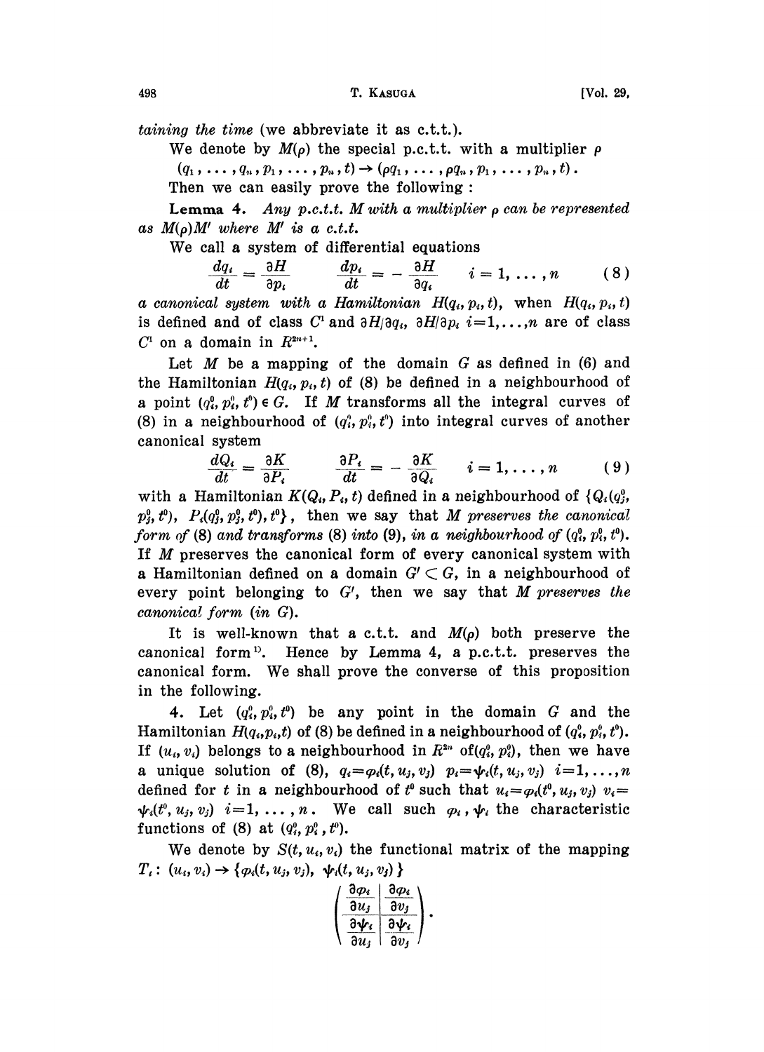*taining the time* (we abbreviate it as c.t.t.).

We denote by $M(\rho)$ the special p.c.t.t. with a multiplier $\rho$

$$(q_1, \ldots, q_n, p_1, \ldots, p_n, t) \rightarrow (\rho q_1, \ldots, \rho q_n, p_1, \ldots, p_n, t).$$

Then we can easily prove the following:

**Lemma 4.** *Any p.c.t.t. $M$ with a multiplier $\rho$ can be represented as $M(\rho)M'$ where $M'$ is a c.t.t.*

We call a system of differential equations

$$\frac{dq_i}{dt} = \frac{\partial H}{\partial p_i} \qquad \frac{dp_i}{dt} = -\frac{\partial H}{\partial q_i} \qquad i = 1, \ldots, n \tag{8}$$

*a canonical system with a Hamiltonian* $H(q_i, p_i, t)$, when $H(q_i, p_i, t)$ is defined and of class $C^1$ and $\partial H/\partial q_i$, $\partial H/\partial p_i$ $i=1,\ldots,n$ are of class $C^1$ on a domain in $R^{2n+1}$.

Let $M$ be a mapping of the domain $G$ as defined in (6) and the Hamiltonian $H(q_i, p_i, t)$ of (8) be defined in a neighbourhood of a point $(q_i^0, p_i^0, t^0) \in G$. If $M$ transforms all the integral curves of (8) in a neighbourhood of $(q_i^0, p_i^0, t^0)$ into integral curves of another canonical system

$$\frac{dQ_i}{dt} = \frac{\partial K}{\partial P_i} \qquad \frac{\partial P_i}{dt} = -\frac{\partial K}{\partial Q_i} \qquad i = 1, \ldots, n \tag{9}$$

with a Hamiltonian $K(Q_i, P_i, t)$ defined in a neighbourhood of $\{Q_i(q_j^0, p_j^0, t^0),\ P_i(q_j^0, p_j^0, t^0), t^0\}$, then we say that $M$ *preserves the canonical form of* (8) *and transforms* (8) *into* (9), *in a neighbourhood of* $(q_i^0, p_i^0, t^0)$. If $M$ preserves the canonical form of every canonical system with a Hamiltonian defined on a domain $G' \subset G$, in a neighbourhood of every point belonging to $G'$, then we say that $M$ *preserves the canonical form (in G)*.

It is well-known that a c.t.t. and $M(\rho)$ both preserve the canonical form[1]. Hence by Lemma 4, a p.c.t.t. preserves the canonical form. We shall prove the converse of this proposition in the following.

4. Let $(q_i^0, p_i^0, t^0)$ be any point in the domain $G$ and the Hamiltonian $H(q_i, p_i, t)$ of (8) be defined in a neighbourhood of $(q_i^0, p_i^0, t^0)$. If $(u_i, v_i)$ belongs to a neighbourhood in $R^{2n}$ of $(q_i^0, p_i^0)$, then we have a unique solution of (8), $q_i = \varphi_i(t, u_j, v_j)$ $p_i = \psi_i(t, u_j, v_j)$ $i=1, \ldots, n$ defined for $t$ in a neighbourhood of $t^0$ such that $u_i = \varphi_i(t^0, u_j, v_j)$ $v_i = \psi_i(t^0, u_j, v_j)$ $i=1, \ldots, n$. We call such $\varphi_i$, $\psi_i$ the characteristic functions of (8) at $(q_i^0, p_i^0, t^0)$.

We denote by $S(t, u_i, v_i)$ the functional matrix of the mapping $T_t$: $(u_i, v_i) \rightarrow \{\varphi_i(t, u_j, v_j),\ \psi_i(t, u_j, v_j)\}$

$$\left( \begin{array}{c|c} \dfrac{\partial \varphi_i}{\partial u_j} & \dfrac{\partial \varphi_i}{\partial v_j} \\ \hline \dfrac{\partial \psi_i}{\partial u_j} & \dfrac{\partial \psi_i}{\partial v_j} \end{array} \right).$$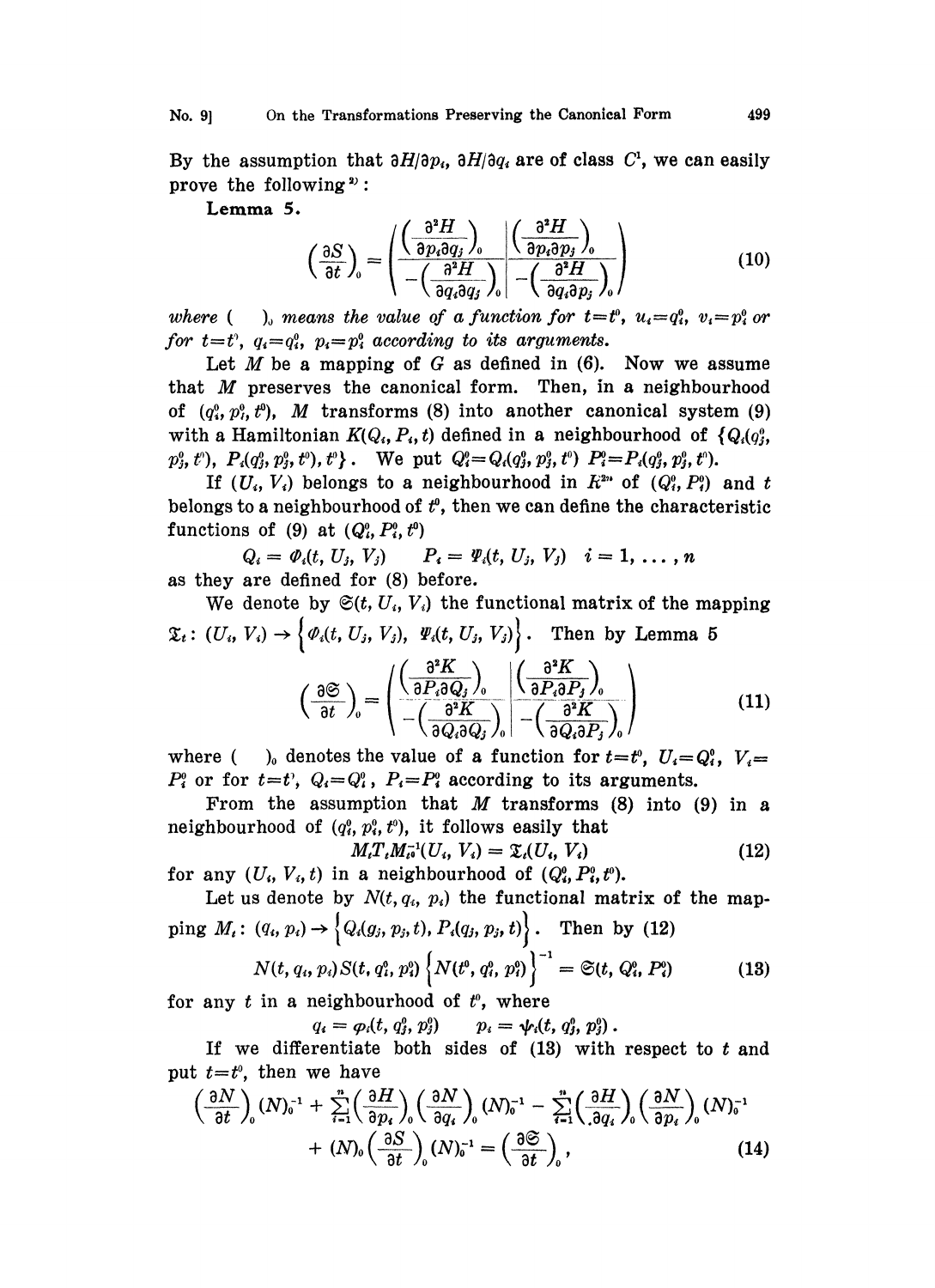By the assumption that $\partial H/\partial p_i$, $\partial H/\partial q_i$ are of class $C^1$, we can easily prove the following[2]:

**Lemma 5.**

$$\left(\frac{\partial S}{\partial t}\right)_0 = \left(\begin{array}{c|c} \left(\frac{\partial^2 H}{\partial p_i \partial q_j}\right)_0 & \left(\frac{\partial^2 H}{\partial p_i \partial p_j}\right)_0 \\ \hline -\left(\frac{\partial^2 H}{\partial q_i \partial q_j}\right)_0 & -\left(\frac{\partial^2 H}{\partial q_i \partial p_j}\right)_0 \end{array}\right) \tag{10}$$

*where* $(\quad)_0$ *means the value of a function for* $t=t^0$, $u_i=q_i^0$, $v_i=p_i^0$ *or for* $t=t^0$, $q_i=q_i^0$, $p_i=p_i^0$ *according to its arguments.*

Let $M$ be a mapping of $G$ as defined in (6). Now we assume that $M$ preserves the canonical form. Then, in a neighbourhood of $(q_i^0, p_i^0, t^0)$, $M$ transforms (8) into another canonical system (9) with a Hamiltonian $K(Q_i, P_i, t)$ defined in a neighbourhood of $\{Q_i(q_j^0, p_j^0, t^0),\ P_i(q_j^0, p_j^0, t^0), t^0\}$. We put $Q_i^0 = Q_i(q_j^0, p_j^0, t^0)$ $P_i^0 = P_i(q_j^0, p_j^0, t^0)$.

If $(U_i, V_i)$ belongs to a neighbourhood in $R^{2n}$ of $(Q_i^0, P_i^0)$ and $t$ belongs to a neighbourhood of $t^0$, then we can define the characteristic functions of (9) at $(Q_i^0, P_i^0, t^0)$

$$Q_i = \Phi_i(t, U_j, V_j) \qquad P_i = \Psi_i(t, U_j, V_j) \quad i = 1, \dots, n$$

as they are defined for (8) before.

We denote by $\mathfrak{S}(t, U_i, V_i)$ the functional matrix of the mapping $\mathfrak{T}_t : (U_i, V_i) \to \left\{\Phi_i(t, U_j, V_j),\ \Psi_i(t, U_j, V_j)\right\}$. Then by Lemma 5

$$\left(\frac{\partial \mathfrak{S}}{\partial t}\right)_0 = \left(\begin{array}{c|c} \left(\frac{\partial^2 K}{\partial P_i \partial Q_j}\right)_0 & \left(\frac{\partial^2 K}{\partial P_i \partial P_j}\right)_0 \\ \hline -\left(\frac{\partial^2 K}{\partial Q_i \partial Q_j}\right)_0 & -\left(\frac{\partial^2 K}{\partial Q_i \partial P_j}\right)_0 \end{array}\right) \tag{11}$$

where $(\quad)_0$ denotes the value of a function for $t=t^0$, $U_i=Q_i^0$, $V_i=P_i^0$ or for $t=t^0$, $Q_i=Q_i^0$, $P_i=P_i^0$ according to its arguments.

From the assumption that $M$ transforms (8) into (9) in a neighbourhood of $(q_i^0, p_i^0, t^0)$, it follows easily that

$$M_t T_t M_{t^0}^{-1}(U_i, V_i) = \mathfrak{T}_t(U_i, V_i) \tag{12}$$

for any $(U_i, V_i, t)$ in a neighbourhood of $(Q_i^0, P_i^0, t^0)$.

Let us denote by $N(t, q_i, p_i)$ the functional matrix of the mapping $M_t : (q_i, p_i) \to \left\{Q_i(q_j, p_j, t), P_i(q_j, p_j, t)\right\}$. Then by (12)

$$N(t, q_i, p_i) S(t, q_i^0, p_i^0) \left\{N(t^0, q_i^0, p_i^0)\right\}^{-1} = \mathfrak{S}(t, Q_i^0, P_i^0) \tag{13}$$

for any $t$ in a neighbourhood of $t^0$, where

$$q_i = \varphi_i(t, q_j^0, p_j^0) \qquad p_i = \psi_i(t, q_j^0, p_j^0).$$

If we differentiate both sides of (13) with respect to $t$ and put $t=t^0$, then we have

$$\left(\frac{\partial N}{\partial t}\right)_0 (N)_0^{-1} + \sum_{i=1}^n \left(\frac{\partial H}{\partial p_i}\right)_0 \left(\frac{\partial N}{\partial q_i}\right)_0 (N)_0^{-1} - \sum_{i=1}^n \left(\frac{\partial H}{\partial q_i}\right)_0 \left(\frac{\partial N}{\partial p_i}\right)_0 (N)_0^{-1} + (N)_0 \left(\frac{\partial S}{\partial t}\right)_0 (N)_0^{-1} = \left(\frac{\partial \mathfrak{S}}{\partial t}\right)_0, \tag{14}$$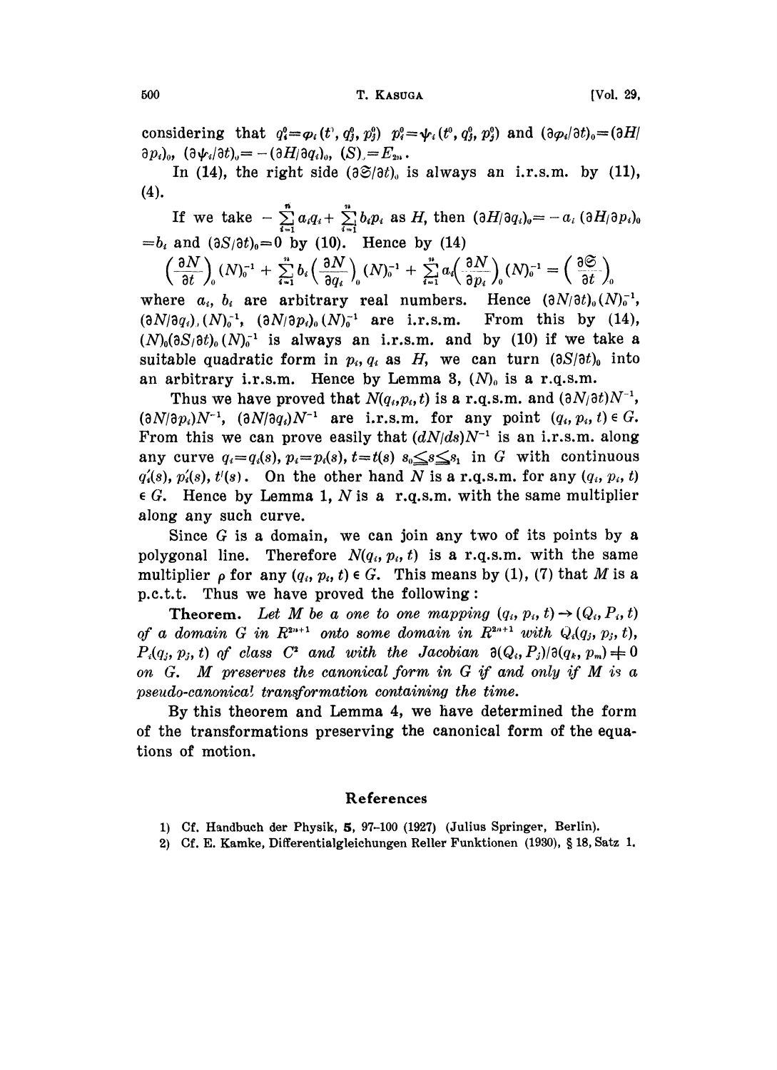considering that $q_i^0=\varphi_i(t^0, q_j^0, p_j^0)$ $p_i^0=\psi_i(t^0, q_j^0, p_j^0)$ and $(\partial\varphi_i/\partial t)_0=(\partial H/\partial p_i)_0$, $(\partial\psi_i/\partial t)_0=-(\partial H/\partial q_i)_0$, $(S)_0=E_{2n}$.

In (14), the right side $(\partial\mathfrak{S}/\partial t)_0$ is always an i.r.s.m. by (11), (4).

If we take $-\sum_{i=1}^{n} a_i q_i + \sum_{i=1}^{n} b_i p_i$ as $H$, then $(\partial H/\partial q_i)_0=-a_i$ $(\partial H/\partial p_i)_0=b_i$ and $(\partial S/\partial t)_0=0$ by (10). Hence by (14)

$$\left(\frac{\partial N}{\partial t}\right)_0 (N)_0^{-1} + \sum_{i=1}^{n} b_i \left(\frac{\partial N}{\partial q_i}\right)_0 (N)_0^{-1} + \sum_{i=1}^{n} a_i \left(\frac{\partial N}{\partial p_i}\right)_0 (N)_0^{-1} = \left(\frac{\partial \mathfrak{S}}{\partial t}\right)_0$$

where $a_i$, $b_i$ are arbitrary real numbers. Hence $(\partial N/\partial t)_0 (N)_0^{-1}$, $(\partial N/\partial q_i)_0 (N)_0^{-1}$, $(\partial N/\partial p_i)_0 (N)_0^{-1}$ are i.r.s.m. From this by (14), $(N)_0(\partial S/\partial t)_0 (N)_0^{-1}$ is always an i.r.s.m. and by (10) if we take a suitable quadratic form in $p_i, q_i$ as $H$, we can turn $(\partial S/\partial t)_0$ into an arbitrary i.r.s.m. Hence by Lemma 3, $(N)_0$ is a r.q.s.m.

Thus we have proved that $N(q_i, p_i, t)$ is a r.q.s.m. and $(\partial N/\partial t)N^{-1}$, $(\partial N/\partial p_i)N^{-1}$, $(\partial N/\partial q_i)N^{-1}$ are i.r.s.m. for any point $(q_i, p_i, t)\in G$. From this we can prove easily that $(dN/ds)N^{-1}$ is an i.r.s.m. along any curve $q_i=q_i(s)$, $p_i=p_i(s)$, $t=t(s)$ $s_0\leqq s\leqq s_1$ in $G$ with continuous $q_i'(s)$, $p_i'(s)$, $t'(s)$. On the other hand $N$ is a r.q.s.m. for any $(q_i, p_i, t)\in G$. Hence by Lemma 1, $N$ is a r.q.s.m. with the same multiplier along any such curve.

Since $G$ is a domain, we can join any two of its points by a polygonal line. Therefore $N(q_i, p_i, t)$ is a r.q.s.m. with the same multiplier $\rho$ for any $(q_i, p_i, t)\in G$. This means by (1), (7) that $M$ is a p.c.t.t. Thus we have proved the following:

**Theorem.** *Let $M$ be a one to one mapping $(q_i, p_i, t)\to(Q_i, P_i, t)$ of a domain $G$ in $R^{2n+1}$ onto some domain in $R^{2n+1}$ with $Q_i(q_j, p_j, t)$, $P_i(q_j, p_j, t)$ of class $C^2$ and with the Jacobian $\partial(Q_i, P_j)/\partial(q_k, p_m)\neq 0$ on $G$. $M$ preserves the canonical form in $G$ if and only if $M$ is a pseudo-canonical transformation containing the time.*

By this theorem and Lemma 4, we have determined the form of the transformations preserving the canonical form of the equations of motion.

## References

1) Cf. Handbuch der Physik, **5**, 97–100 (1927) (Julius Springer, Berlin).
2) Cf. E. Kamke, Differentialgleichungen Reller Funktionen (1930), § 18, Satz 1.